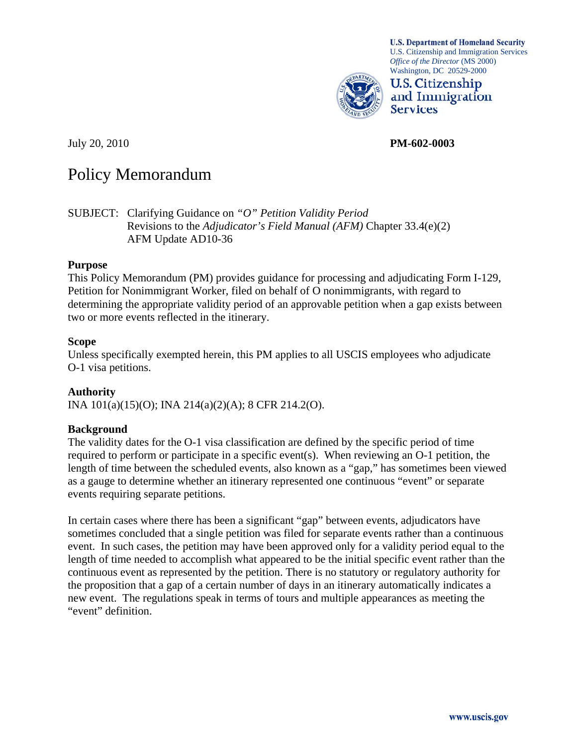U.S. Department of Homeland Security
U.S. Citizenship and Immigration Services
*Office of the Director* (MS 2000)
Washington, DC 20529-2000

U.S. Citizenship and Immigration Services

July 20, 2010 **PM-602-0003**

# Policy Memorandum

SUBJECT: Clarifying Guidance on *"O" Petition Validity Period*
Revisions to the *Adjudicator's Field Manual (AFM)* Chapter 33.4(e)(2)
AFM Update AD10-36

**Purpose**
This Policy Memorandum (PM) provides guidance for processing and adjudicating Form I-129, Petition for Nonimmigrant Worker, filed on behalf of O nonimmigrants, with regard to determining the appropriate validity period of an approvable petition when a gap exists between two or more events reflected in the itinerary.

**Scope**
Unless specifically exempted herein, this PM applies to all USCIS employees who adjudicate O-1 visa petitions.

**Authority**
INA 101(a)(15)(O); INA 214(a)(2)(A); 8 CFR 214.2(O).

**Background**
The validity dates for the O-1 visa classification are defined by the specific period of time required to perform or participate in a specific event(s). When reviewing an O-1 petition, the length of time between the scheduled events, also known as a "gap," has sometimes been viewed as a gauge to determine whether an itinerary represented one continuous "event" or separate events requiring separate petitions.

In certain cases where there has been a significant "gap" between events, adjudicators have sometimes concluded that a single petition was filed for separate events rather than a continuous event. In such cases, the petition may have been approved only for a validity period equal to the length of time needed to accomplish what appeared to be the initial specific event rather than the continuous event as represented by the petition. There is no statutory or regulatory authority for the proposition that a gap of a certain number of days in an itinerary automatically indicates a new event. The regulations speak in terms of tours and multiple appearances as meeting the "event" definition.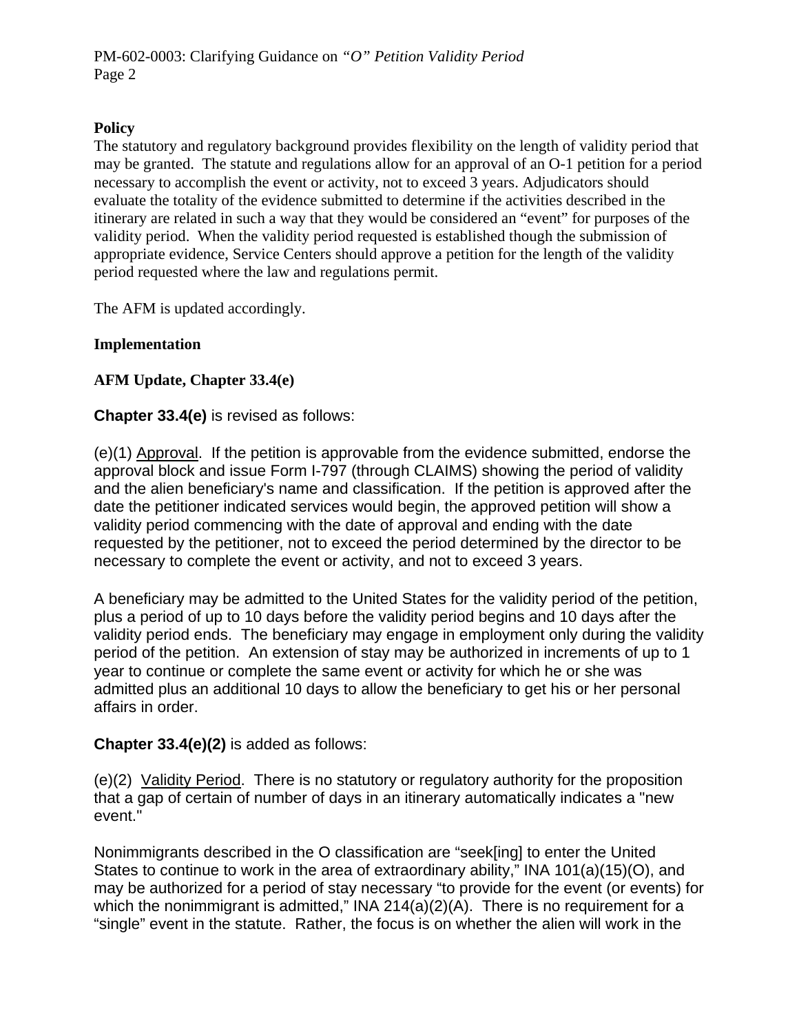**Policy**

The statutory and regulatory background provides flexibility on the length of validity period that may be granted. The statute and regulations allow for an approval of an O-1 petition for a period necessary to accomplish the event or activity, not to exceed 3 years. Adjudicators should evaluate the totality of the evidence submitted to determine if the activities described in the itinerary are related in such a way that they would be considered an "event" for purposes of the validity period. When the validity period requested is established though the submission of appropriate evidence, Service Centers should approve a petition for the length of the validity period requested where the law and regulations permit.

The AFM is updated accordingly.

**Implementation**

**AFM Update, Chapter 33.4(e)**

**Chapter 33.4(e)** is revised as follows:

(e)(1) Approval. If the petition is approvable from the evidence submitted, endorse the approval block and issue Form I-797 (through CLAIMS) showing the period of validity and the alien beneficiary's name and classification. If the petition is approved after the date the petitioner indicated services would begin, the approved petition will show a validity period commencing with the date of approval and ending with the date requested by the petitioner, not to exceed the period determined by the director to be necessary to complete the event or activity, and not to exceed 3 years.

A beneficiary may be admitted to the United States for the validity period of the petition, plus a period of up to 10 days before the validity period begins and 10 days after the validity period ends. The beneficiary may engage in employment only during the validity period of the petition. An extension of stay may be authorized in increments of up to 1 year to continue or complete the same event or activity for which he or she was admitted plus an additional 10 days to allow the beneficiary to get his or her personal affairs in order.

**Chapter 33.4(e)(2)** is added as follows:

(e)(2) Validity Period. There is no statutory or regulatory authority for the proposition that a gap of certain of number of days in an itinerary automatically indicates a "new event."

Nonimmigrants described in the O classification are "seek[ing] to enter the United States to continue to work in the area of extraordinary ability," INA 101(a)(15)(O), and may be authorized for a period of stay necessary "to provide for the event (or events) for which the nonimmigrant is admitted," INA 214(a)(2)(A). There is no requirement for a "single" event in the statute. Rather, the focus is on whether the alien will work in the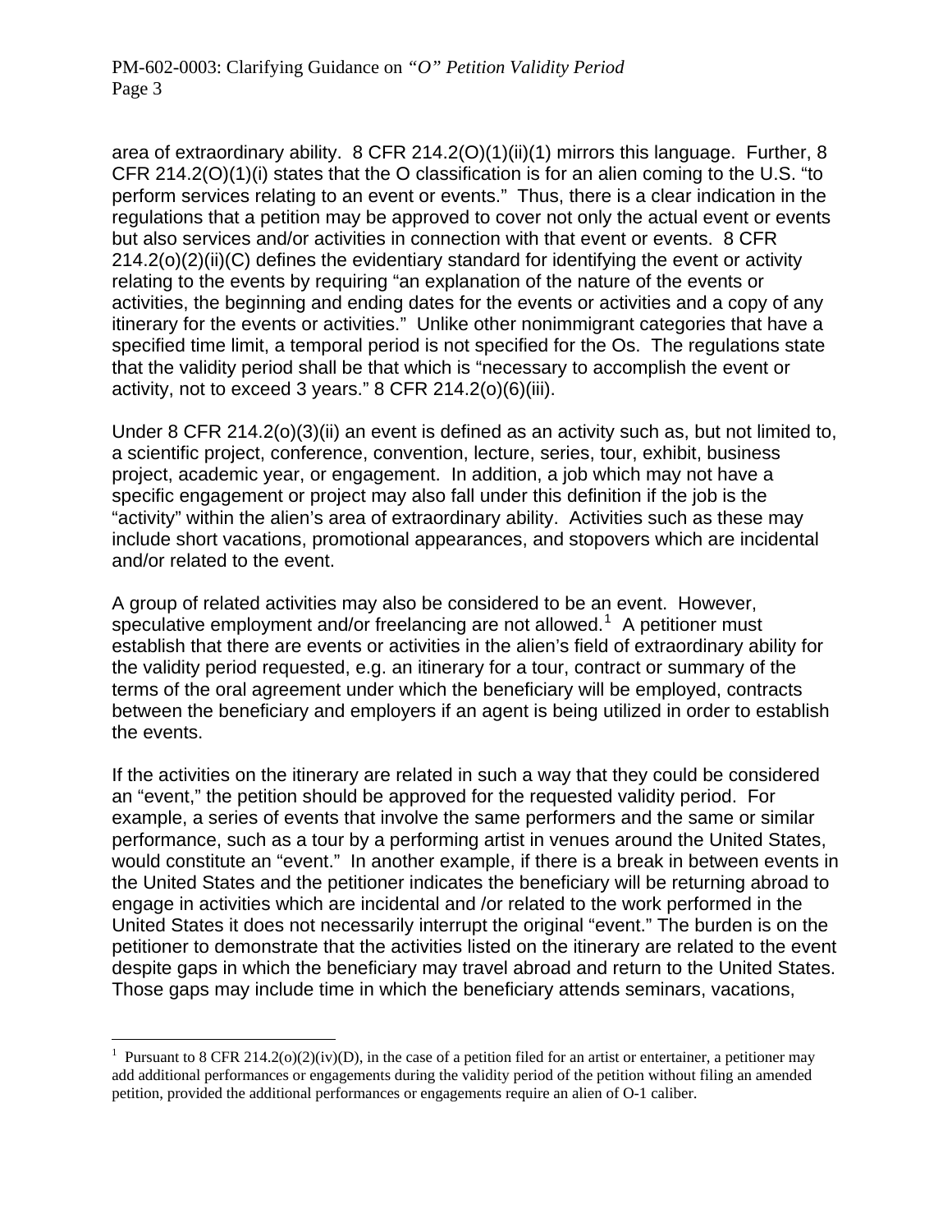area of extraordinary ability. 8 CFR 214.2(O)(1)(ii)(1) mirrors this language. Further, 8 CFR 214.2(O)(1)(i) states that the O classification is for an alien coming to the U.S. "to perform services relating to an event or events." Thus, there is a clear indication in the regulations that a petition may be approved to cover not only the actual event or events but also services and/or activities in connection with that event or events. 8 CFR 214.2(o)(2)(ii)(C) defines the evidentiary standard for identifying the event or activity relating to the events by requiring "an explanation of the nature of the events or activities, the beginning and ending dates for the events or activities and a copy of any itinerary for the events or activities." Unlike other nonimmigrant categories that have a specified time limit, a temporal period is not specified for the Os. The regulations state that the validity period shall be that which is "necessary to accomplish the event or activity, not to exceed 3 years." 8 CFR 214.2(o)(6)(iii).

Under 8 CFR 214.2(o)(3)(ii) an event is defined as an activity such as, but not limited to, a scientific project, conference, convention, lecture, series, tour, exhibit, business project, academic year, or engagement. In addition, a job which may not have a specific engagement or project may also fall under this definition if the job is the "activity" within the alien's area of extraordinary ability. Activities such as these may include short vacations, promotional appearances, and stopovers which are incidental and/or related to the event.

A group of related activities may also be considered to be an event. However, speculative employment and/or freelancing are not allowed.[1] A petitioner must establish that there are events or activities in the alien's field of extraordinary ability for the validity period requested, e.g. an itinerary for a tour, contract or summary of the terms of the oral agreement under which the beneficiary will be employed, contracts between the beneficiary and employers if an agent is being utilized in order to establish the events.

If the activities on the itinerary are related in such a way that they could be considered an "event," the petition should be approved for the requested validity period. For example, a series of events that involve the same performers and the same or similar performance, such as a tour by a performing artist in venues around the United States, would constitute an "event." In another example, if there is a break in between events in the United States and the petitioner indicates the beneficiary will be returning abroad to engage in activities which are incidental and /or related to the work performed in the United States it does not necessarily interrupt the original "event." The burden is on the petitioner to demonstrate that the activities listed on the itinerary are related to the event despite gaps in which the beneficiary may travel abroad and return to the United States. Those gaps may include time in which the beneficiary attends seminars, vacations,

---

[1] Pursuant to 8 CFR 214.2(o)(2)(iv)(D), in the case of a petition filed for an artist or entertainer, a petitioner may add additional performances or engagements during the validity period of the petition without filing an amended petition, provided the additional performances or engagements require an alien of O-1 caliber.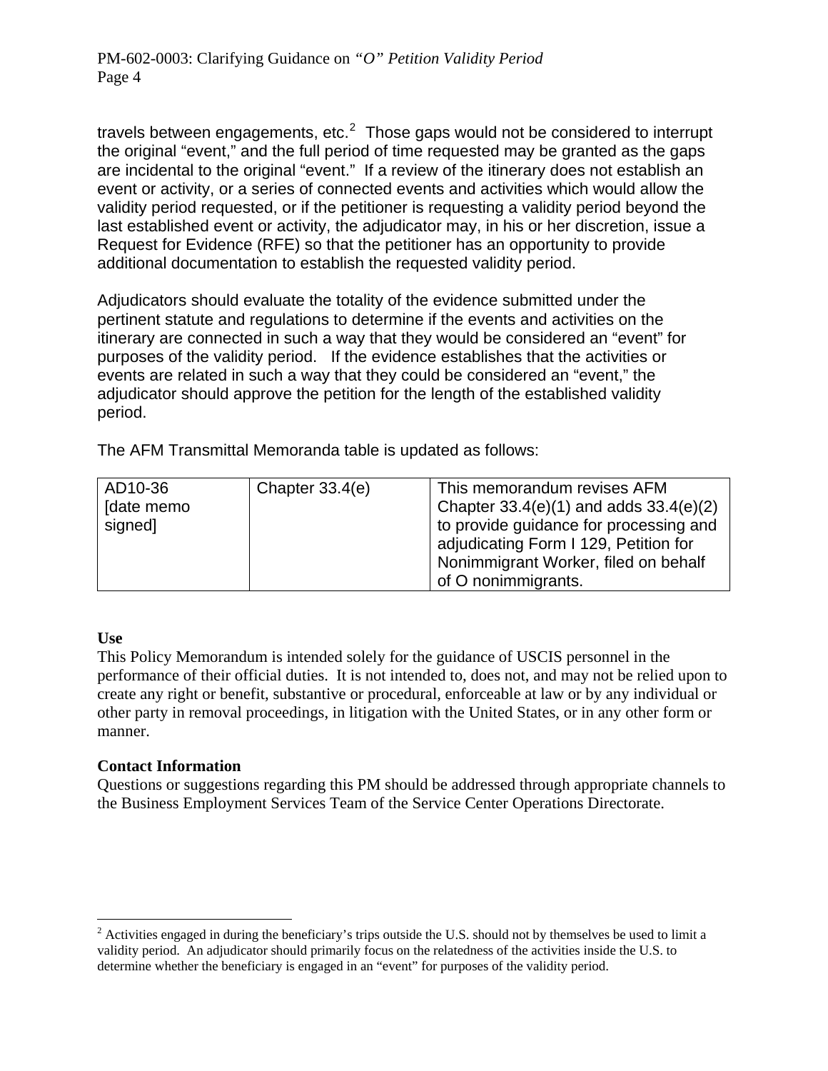travels between engagements, etc.[2] Those gaps would not be considered to interrupt the original "event," and the full period of time requested may be granted as the gaps are incidental to the original "event." If a review of the itinerary does not establish an event or activity, or a series of connected events and activities which would allow the validity period requested, or if the petitioner is requesting a validity period beyond the last established event or activity, the adjudicator may, in his or her discretion, issue a Request for Evidence (RFE) so that the petitioner has an opportunity to provide additional documentation to establish the requested validity period.

Adjudicators should evaluate the totality of the evidence submitted under the pertinent statute and regulations to determine if the events and activities on the itinerary are connected in such a way that they would be considered an "event" for purposes of the validity period. If the evidence establishes that the activities or events are related in such a way that they could be considered an "event," the adjudicator should approve the petition for the length of the established validity period.

The AFM Transmittal Memoranda table is updated as follows:

| | | |
|---|---|---|
| AD10-36 [date memo signed] | Chapter 33.4(e) | This memorandum revises AFM Chapter 33.4(e)(1) and adds 33.4(e)(2) to provide guidance for processing and adjudicating Form I 129, Petition for Nonimmigrant Worker, filed on behalf of O nonimmigrants. |

**Use**

This Policy Memorandum is intended solely for the guidance of USCIS personnel in the performance of their official duties. It is not intended to, does not, and may not be relied upon to create any right or benefit, substantive or procedural, enforceable at law or by any individual or other party in removal proceedings, in litigation with the United States, or in any other form or manner.

**Contact Information**

Questions or suggestions regarding this PM should be addressed through appropriate channels to the Business Employment Services Team of the Service Center Operations Directorate.

---

[2] Activities engaged in during the beneficiary's trips outside the U.S. should not by themselves be used to limit a validity period. An adjudicator should primarily focus on the relatedness of the activities inside the U.S. to determine whether the beneficiary is engaged in an "event" for purposes of the validity period.